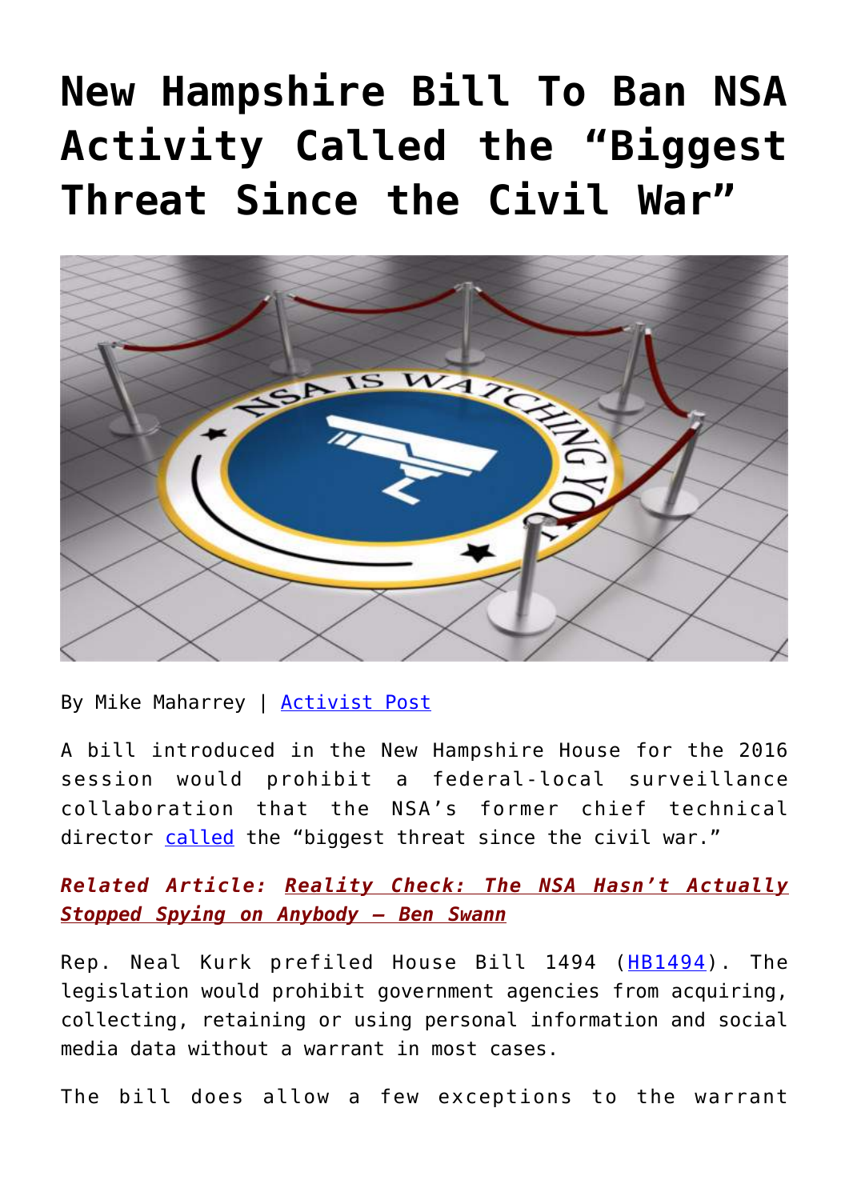# New Hampshire Bill To Ban NSA Activity Called the "Biggest Threat Since the Civil War"

By Mike Maharrey | Activist Post

A bill introduced in the New Hampshire House for the 2016 session would prohibit a federal-local surveillance collaboration that the NSA's former chief technical director called the "biggest threat since the civil war."

***Related Article: Reality Check: The NSA Hasn't Actually Stopped Spying on Anybody – Ben Swann***

Rep. Neal Kurk prefiled House Bill 1494 (HB1494). The legislation would prohibit government agencies from acquiring, collecting, retaining or using personal information and social media data without a warrant in most cases.

The bill does allow a few exceptions to the warrant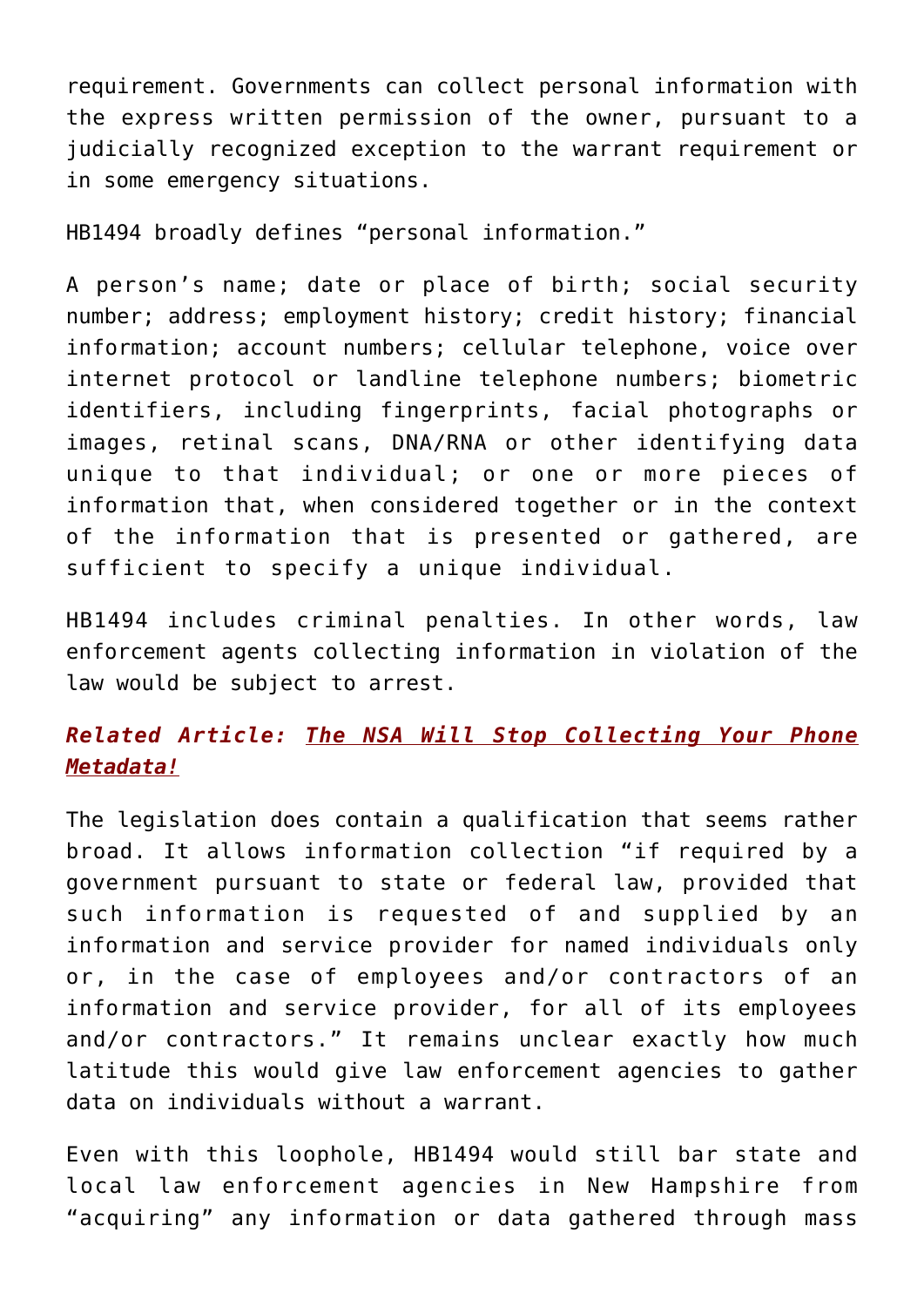requirement. Governments can collect personal information with the express written permission of the owner, pursuant to a judicially recognized exception to the warrant requirement or in some emergency situations.

HB1494 broadly defines "personal information."

A person's name; date or place of birth; social security number; address; employment history; credit history; financial information; account numbers; cellular telephone, voice over internet protocol or landline telephone numbers; biometric identifiers, including fingerprints, facial photographs or images, retinal scans, DNA/RNA or other identifying data unique to that individual; or one or more pieces of information that, when considered together or in the context of the information that is presented or gathered, are sufficient to specify a unique individual.

HB1494 includes criminal penalties. In other words, law enforcement agents collecting information in violation of the law would be subject to arrest.

***Related Article: The NSA Will Stop Collecting Your Phone Metadata!***

The legislation does contain a qualification that seems rather broad. It allows information collection "if required by a government pursuant to state or federal law, provided that such information is requested of and supplied by an information and service provider for named individuals only or, in the case of employees and/or contractors of an information and service provider, for all of its employees and/or contractors." It remains unclear exactly how much latitude this would give law enforcement agencies to gather data on individuals without a warrant.

Even with this loophole, HB1494 would still bar state and local law enforcement agencies in New Hampshire from "acquiring" any information or data gathered through mass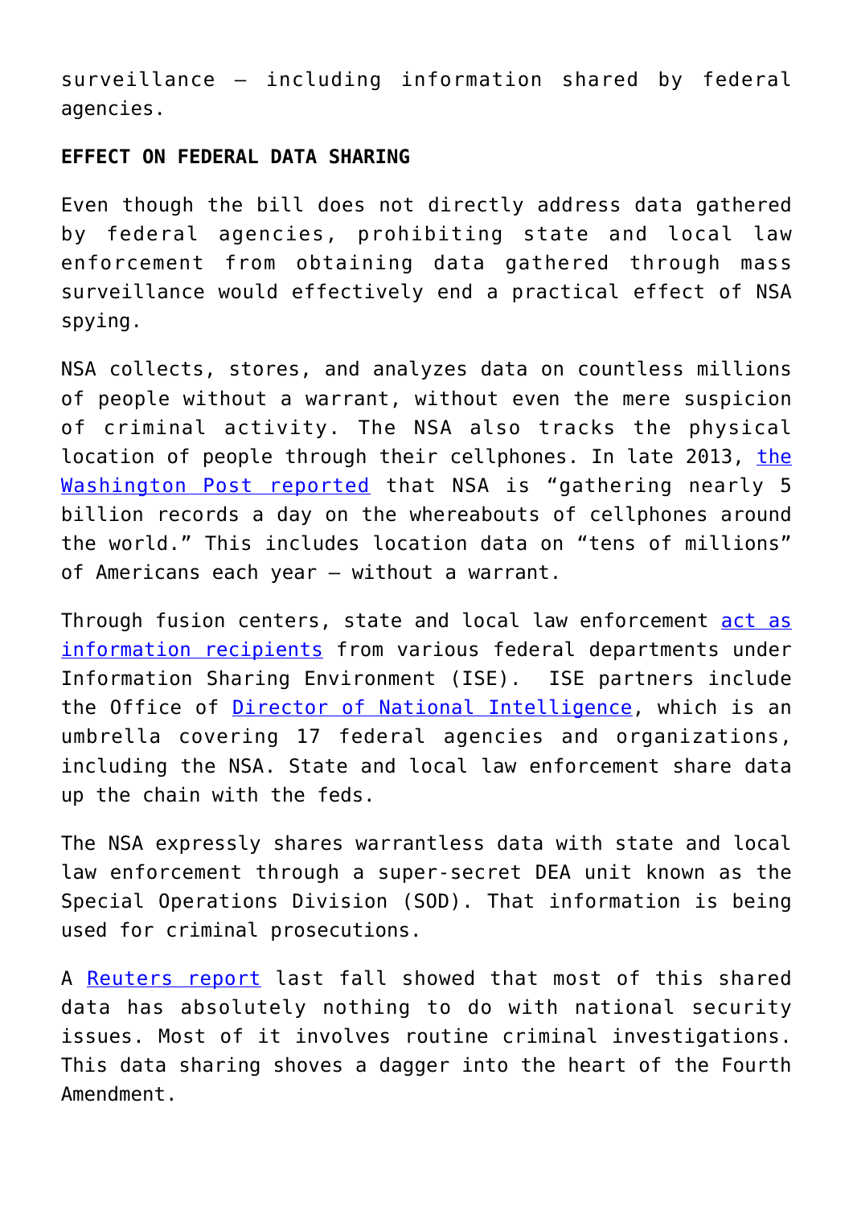surveillance – including information shared by federal agencies.

**EFFECT ON FEDERAL DATA SHARING**

Even though the bill does not directly address data gathered by federal agencies, prohibiting state and local law enforcement from obtaining data gathered through mass surveillance would effectively end a practical effect of NSA spying.

NSA collects, stores, and analyzes data on countless millions of people without a warrant, without even the mere suspicion of criminal activity. The NSA also tracks the physical location of people through their cellphones. In late 2013, the Washington Post reported that NSA is "gathering nearly 5 billion records a day on the whereabouts of cellphones around the world." This includes location data on "tens of millions" of Americans each year – without a warrant.

Through fusion centers, state and local law enforcement act as information recipients from various federal departments under Information Sharing Environment (ISE). ISE partners include the Office of Director of National Intelligence, which is an umbrella covering 17 federal agencies and organizations, including the NSA. State and local law enforcement share data up the chain with the feds.

The NSA expressly shares warrantless data with state and local law enforcement through a super-secret DEA unit known as the Special Operations Division (SOD). That information is being used for criminal prosecutions.

A Reuters report last fall showed that most of this shared data has absolutely nothing to do with national security issues. Most of it involves routine criminal investigations. This data sharing shoves a dagger into the heart of the Fourth Amendment.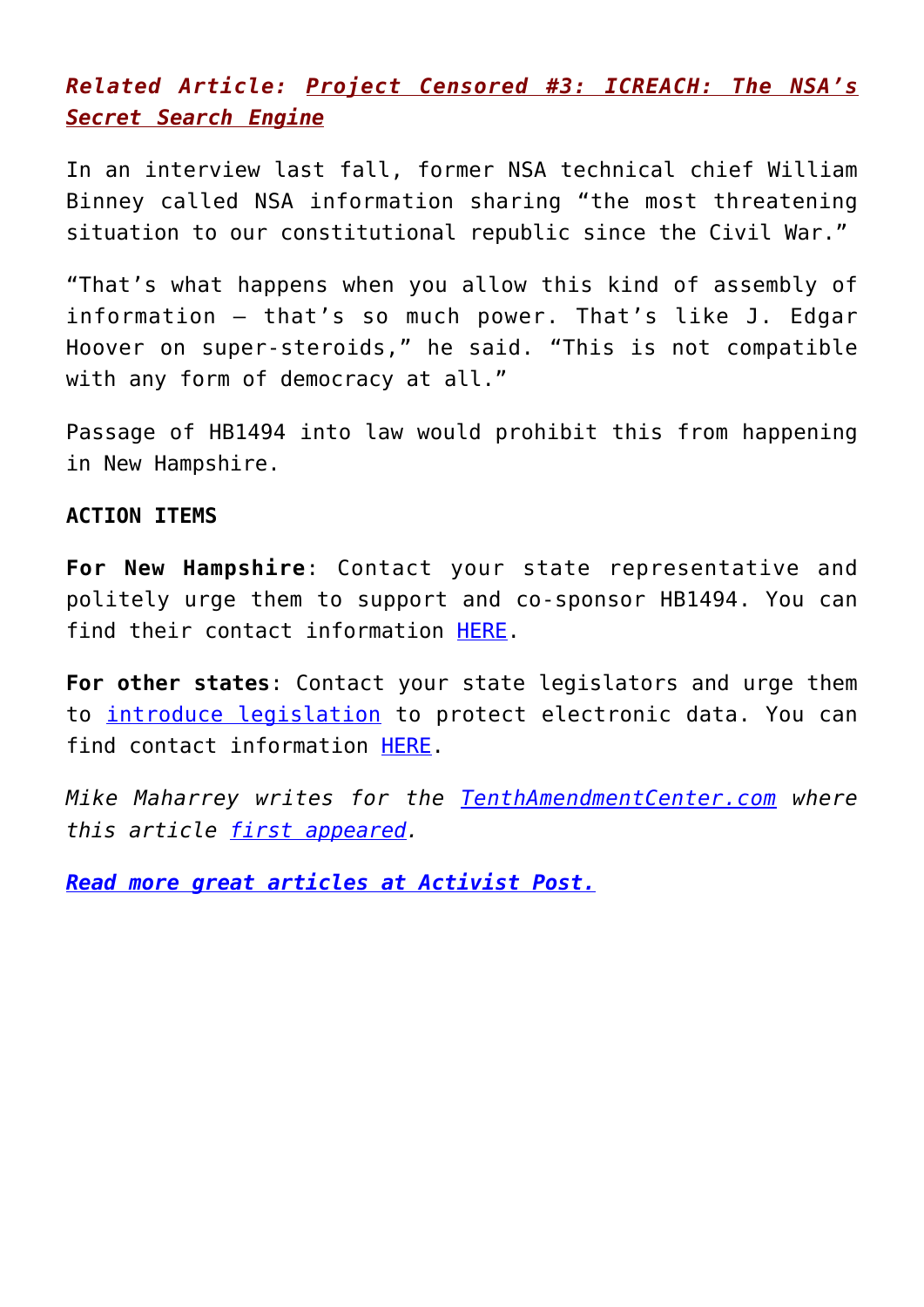***Related Article: Project Censored #3: ICREACH: The NSA's Secret Search Engine***

In an interview last fall, former NSA technical chief William Binney called NSA information sharing "the most threatening situation to our constitutional republic since the Civil War."

"That's what happens when you allow this kind of assembly of information — that's so much power. That's like J. Edgar Hoover on super-steroids," he said. "This is not compatible with any form of democracy at all."

Passage of HB1494 into law would prohibit this from happening in New Hampshire.

**ACTION ITEMS**

**For New Hampshire**: Contact your state representative and politely urge them to support and co-sponsor HB1494. You can find their contact information HERE.

**For other states**: Contact your state legislators and urge them to introduce legislation to protect electronic data. You can find contact information HERE.

*Mike Maharrey writes for the TenthAmendmentCenter.com where this article first appeared.*

***Read more great articles at Activist Post.***